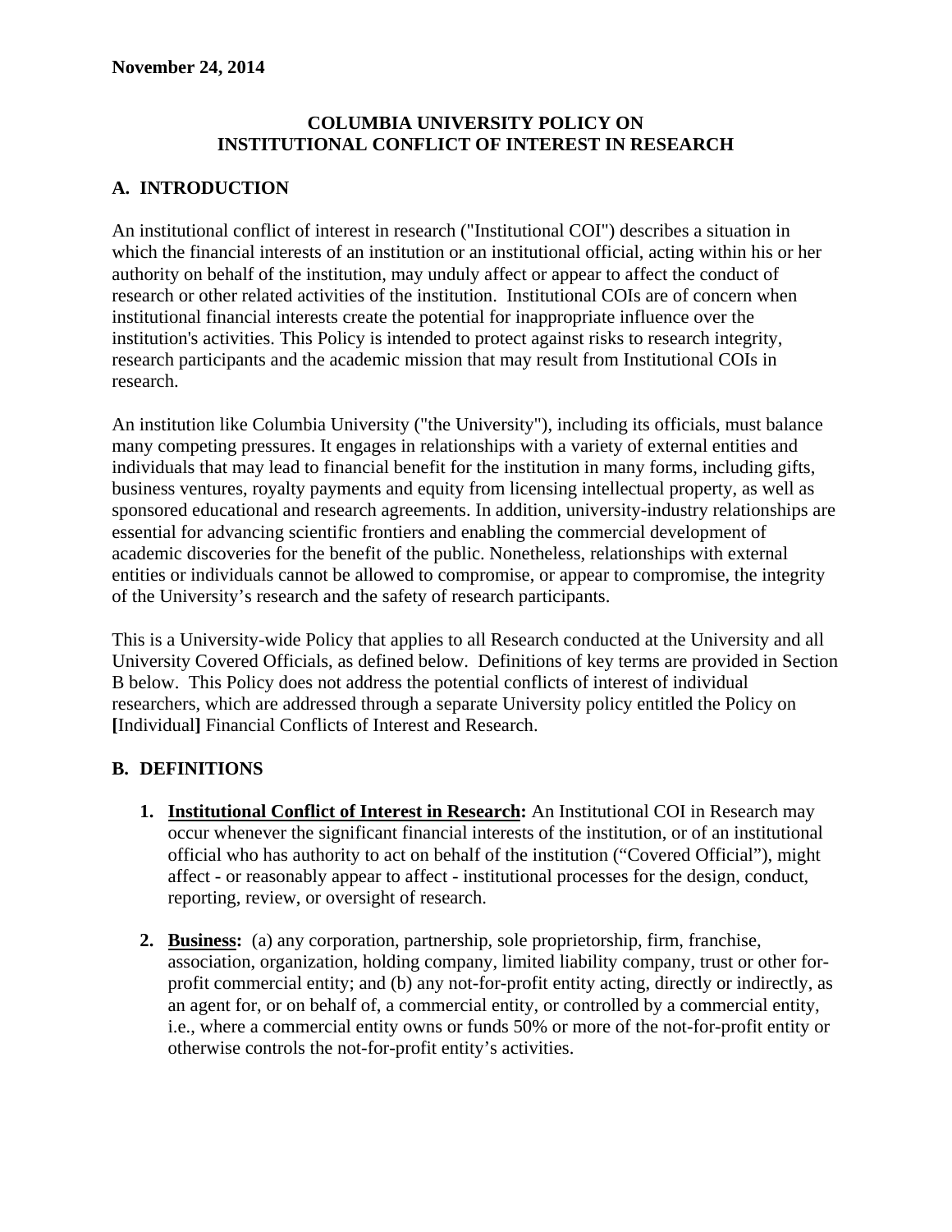**November 24, 2014**

# COLUMBIA UNIVERSITY POLICY ON INSTITUTIONAL CONFLICT OF INTEREST IN RESEARCH

## A. INTRODUCTION

An institutional conflict of interest in research ("Institutional COI") describes a situation in which the financial interests of an institution or an institutional official, acting within his or her authority on behalf of the institution, may unduly affect or appear to affect the conduct of research or other related activities of the institution. Institutional COIs are of concern when institutional financial interests create the potential for inappropriate influence over the institution's activities. This Policy is intended to protect against risks to research integrity, research participants and the academic mission that may result from Institutional COIs in research.

An institution like Columbia University ("the University"), including its officials, must balance many competing pressures. It engages in relationships with a variety of external entities and individuals that may lead to financial benefit for the institution in many forms, including gifts, business ventures, royalty payments and equity from licensing intellectual property, as well as sponsored educational and research agreements. In addition, university-industry relationships are essential for advancing scientific frontiers and enabling the commercial development of academic discoveries for the benefit of the public. Nonetheless, relationships with external entities or individuals cannot be allowed to compromise, or appear to compromise, the integrity of the University's research and the safety of research participants.

This is a University-wide Policy that applies to all Research conducted at the University and all University Covered Officials, as defined below. Definitions of key terms are provided in Section B below. This Policy does not address the potential conflicts of interest of individual researchers, which are addressed through a separate University policy entitled the Policy on **[**Individual**]** Financial Conflicts of Interest and Research.

## B. DEFINITIONS

1. **Institutional Conflict of Interest in Research:** An Institutional COI in Research may occur whenever the significant financial interests of the institution, or of an institutional official who has authority to act on behalf of the institution ("Covered Official"), might affect - or reasonably appear to affect - institutional processes for the design, conduct, reporting, review, or oversight of research.

2. **Business:** (a) any corporation, partnership, sole proprietorship, firm, franchise, association, organization, holding company, limited liability company, trust or other for-profit commercial entity; and (b) any not-for-profit entity acting, directly or indirectly, as an agent for, or on behalf of, a commercial entity, or controlled by a commercial entity, i.e., where a commercial entity owns or funds 50% or more of the not-for-profit entity or otherwise controls the not-for-profit entity's activities.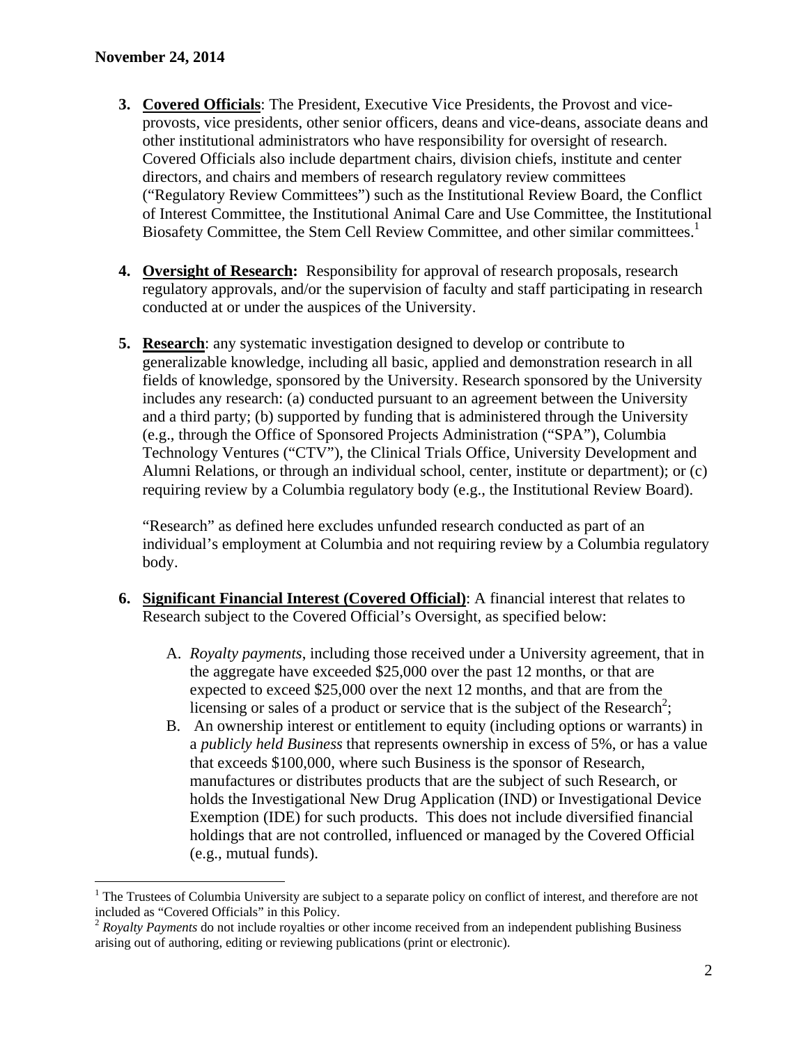November 24, 2014

3. **Covered Officials**: The President, Executive Vice Presidents, the Provost and vice-provosts, vice presidents, other senior officers, deans and vice-deans, associate deans and other institutional administrators who have responsibility for oversight of research. Covered Officials also include department chairs, division chiefs, institute and center directors, and chairs and members of research regulatory review committees ("Regulatory Review Committees") such as the Institutional Review Board, the Conflict of Interest Committee, the Institutional Animal Care and Use Committee, the Institutional Biosafety Committee, the Stem Cell Review Committee, and other similar committees.[1]

4. **Oversight of Research:** Responsibility for approval of research proposals, research regulatory approvals, and/or the supervision of faculty and staff participating in research conducted at or under the auspices of the University.

5. **Research**: any systematic investigation designed to develop or contribute to generalizable knowledge, including all basic, applied and demonstration research in all fields of knowledge, sponsored by the University. Research sponsored by the University includes any research: (a) conducted pursuant to an agreement between the University and a third party; (b) supported by funding that is administered through the University (e.g., through the Office of Sponsored Projects Administration ("SPA"), Columbia Technology Ventures ("CTV"), the Clinical Trials Office, University Development and Alumni Relations, or through an individual school, center, institute or department); or (c) requiring review by a Columbia regulatory body (e.g., the Institutional Review Board).

   "Research" as defined here excludes unfunded research conducted as part of an individual's employment at Columbia and not requiring review by a Columbia regulatory body.

6. **Significant Financial Interest (Covered Official)**: A financial interest that relates to Research subject to the Covered Official's Oversight, as specified below:

   A. *Royalty payments*, including those received under a University agreement, that in the aggregate have exceeded $25,000 over the past 12 months, or that are expected to exceed $25,000 over the next 12 months, and that are from the licensing or sales of a product or service that is the subject of the Research[2];

   B. An ownership interest or entitlement to equity (including options or warrants) in a *publicly held Business* that represents ownership in excess of 5%, or has a value that exceeds $100,000, where such Business is the sponsor of Research, manufactures or distributes products that are the subject of such Research, or holds the Investigational New Drug Application (IND) or Investigational Device Exemption (IDE) for such products. This does not include diversified financial holdings that are not controlled, influenced or managed by the Covered Official (e.g., mutual funds).

---

[1] The Trustees of Columbia University are subject to a separate policy on conflict of interest, and therefore are not included as "Covered Officials" in this Policy.

[2] *Royalty Payments* do not include royalties or other income received from an independent publishing Business arising out of authoring, editing or reviewing publications (print or electronic).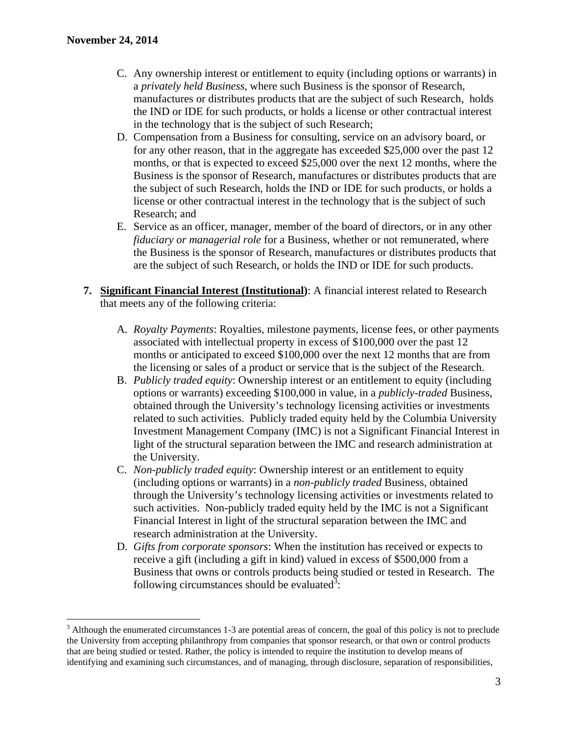C. Any ownership interest or entitlement to equity (including options or warrants) in a *privately held Business*, where such Business is the sponsor of Research, manufactures or distributes products that are the subject of such Research, holds the IND or IDE for such products, or holds a license or other contractual interest in the technology that is the subject of such Research;

D. Compensation from a Business for consulting, service on an advisory board, or for any other reason, that in the aggregate has exceeded $25,000 over the past 12 months, or that is expected to exceed $25,000 over the next 12 months, where the Business is the sponsor of Research, manufactures or distributes products that are the subject of such Research, holds the IND or IDE for such products, or holds a license or other contractual interest in the technology that is the subject of such Research; and

E. Service as an officer, manager, member of the board of directors, or in any other *fiduciary or managerial role* for a Business, whether or not remunerated, where the Business is the sponsor of Research, manufactures or distributes products that are the subject of such Research, or holds the IND or IDE for such products.

**7. Significant Financial Interest (Institutional)**: A financial interest related to Research that meets any of the following criteria:

A. *Royalty Payments*: Royalties, milestone payments, license fees, or other payments associated with intellectual property in excess of $100,000 over the past 12 months or anticipated to exceed $100,000 over the next 12 months that are from the licensing or sales of a product or service that is the subject of the Research.

B. *Publicly traded equity*: Ownership interest or an entitlement to equity (including options or warrants) exceeding $100,000 in value, in a *publicly-traded* Business, obtained through the University's technology licensing activities or investments related to such activities. Publicly traded equity held by the Columbia University Investment Management Company (IMC) is not a Significant Financial Interest in light of the structural separation between the IMC and research administration at the University.

C. *Non-publicly traded equity*: Ownership interest or an entitlement to equity (including options or warrants) in a *non-publicly traded* Business, obtained through the University's technology licensing activities or investments related to such activities. Non-publicly traded equity held by the IMC is not a Significant Financial Interest in light of the structural separation between the IMC and research administration at the University.

D. *Gifts from corporate sponsors*: When the institution has received or expects to receive a gift (including a gift in kind) valued in excess of $500,000 from a Business that owns or controls products being studied or tested in Research. The following circumstances should be evaluated[3]:

[3] Although the enumerated circumstances 1-3 are potential areas of concern, the goal of this policy is not to preclude the University from accepting philanthropy from companies that sponsor research, or that own or control products that are being studied or tested. Rather, the policy is intended to require the institution to develop means of identifying and examining such circumstances, and of managing, through disclosure, separation of responsibilities,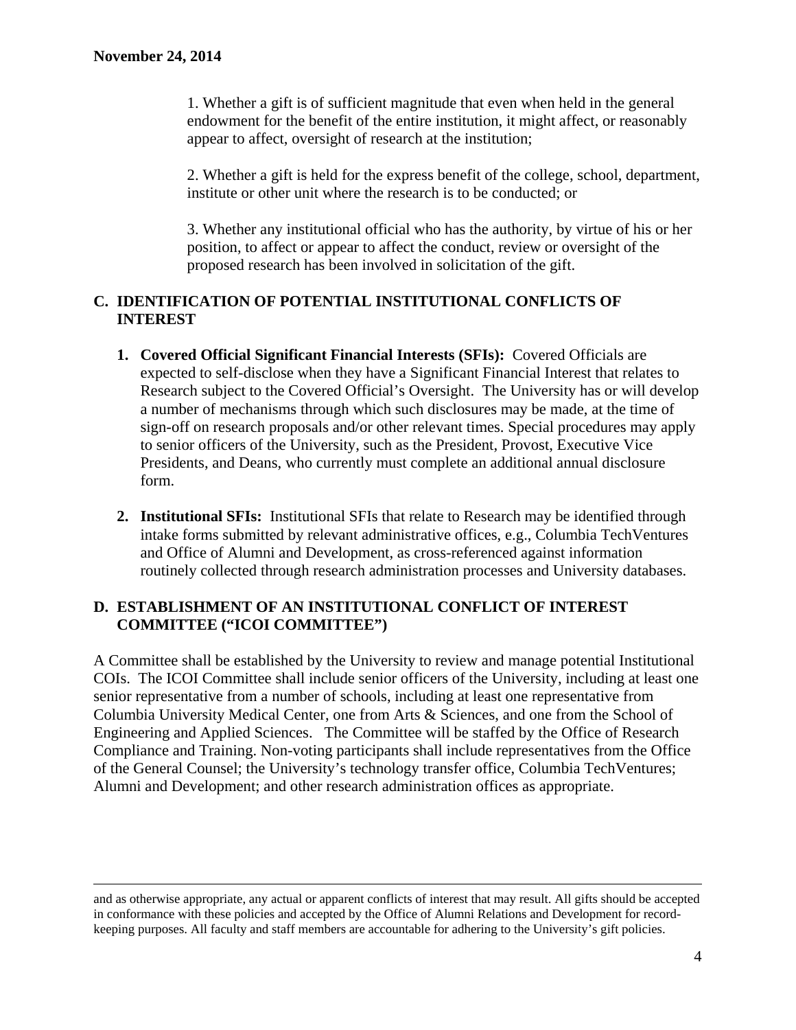1. Whether a gift is of sufficient magnitude that even when held in the general endowment for the benefit of the entire institution, it might affect, or reasonably appear to affect, oversight of research at the institution;

2. Whether a gift is held for the express benefit of the college, school, department, institute or other unit where the research is to be conducted; or

3. Whether any institutional official who has the authority, by virtue of his or her position, to affect or appear to affect the conduct, review or oversight of the proposed research has been involved in solicitation of the gift.

## C. IDENTIFICATION OF POTENTIAL INSTITUTIONAL CONFLICTS OF INTEREST

1. **Covered Official Significant Financial Interests (SFIs):** Covered Officials are expected to self-disclose when they have a Significant Financial Interest that relates to Research subject to the Covered Official's Oversight. The University has or will develop a number of mechanisms through which such disclosures may be made, at the time of sign-off on research proposals and/or other relevant times. Special procedures may apply to senior officers of the University, such as the President, Provost, Executive Vice Presidents, and Deans, who currently must complete an additional annual disclosure form.

2. **Institutional SFIs:** Institutional SFIs that relate to Research may be identified through intake forms submitted by relevant administrative offices, e.g., Columbia TechVentures and Office of Alumni and Development, as cross-referenced against information routinely collected through research administration processes and University databases.

## D. ESTABLISHMENT OF AN INSTITUTIONAL CONFLICT OF INTEREST COMMITTEE ("ICOI COMMITTEE")

A Committee shall be established by the University to review and manage potential Institutional COIs. The ICOI Committee shall include senior officers of the University, including at least one senior representative from a number of schools, including at least one representative from Columbia University Medical Center, one from Arts & Sciences, and one from the School of Engineering and Applied Sciences. The Committee will be staffed by the Office of Research Compliance and Training. Non-voting participants shall include representatives from the Office of the General Counsel; the University's technology transfer office, Columbia TechVentures; Alumni and Development; and other research administration offices as appropriate.

---

and as otherwise appropriate, any actual or apparent conflicts of interest that may result. All gifts should be accepted in conformance with these policies and accepted by the Office of Alumni Relations and Development for record-keeping purposes. All faculty and staff members are accountable for adhering to the University's gift policies.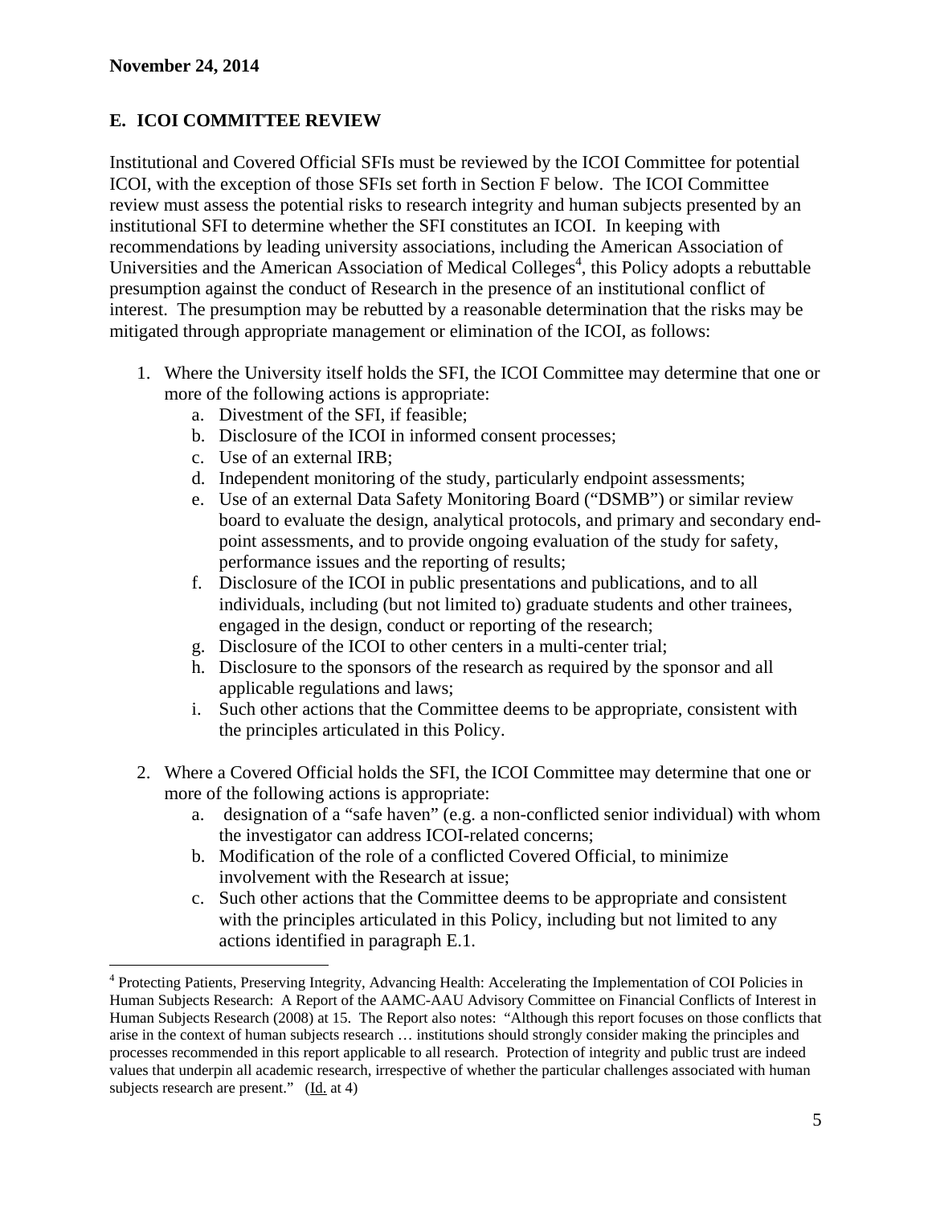**November 24, 2014**

## E. ICOI COMMITTEE REVIEW

Institutional and Covered Official SFIs must be reviewed by the ICOI Committee for potential ICOI, with the exception of those SFIs set forth in Section F below. The ICOI Committee review must assess the potential risks to research integrity and human subjects presented by an institutional SFI to determine whether the SFI constitutes an ICOI. In keeping with recommendations by leading university associations, including the American Association of Universities and the American Association of Medical Colleges[4], this Policy adopts a rebuttable presumption against the conduct of Research in the presence of an institutional conflict of interest. The presumption may be rebutted by a reasonable determination that the risks may be mitigated through appropriate management or elimination of the ICOI, as follows:

1. Where the University itself holds the SFI, the ICOI Committee may determine that one or more of the following actions is appropriate:
    a. Divestment of the SFI, if feasible;
    b. Disclosure of the ICOI in informed consent processes;
    c. Use of an external IRB;
    d. Independent monitoring of the study, particularly endpoint assessments;
    e. Use of an external Data Safety Monitoring Board ("DSMB") or similar review board to evaluate the design, analytical protocols, and primary and secondary end-point assessments, and to provide ongoing evaluation of the study for safety, performance issues and the reporting of results;
    f. Disclosure of the ICOI in public presentations and publications, and to all individuals, including (but not limited to) graduate students and other trainees, engaged in the design, conduct or reporting of the research;
    g. Disclosure of the ICOI to other centers in a multi-center trial;
    h. Disclosure to the sponsors of the research as required by the sponsor and all applicable regulations and laws;
    i. Such other actions that the Committee deems to be appropriate, consistent with the principles articulated in this Policy.

2. Where a Covered Official holds the SFI, the ICOI Committee may determine that one or more of the following actions is appropriate:
    a. designation of a "safe haven" (e.g. a non-conflicted senior individual) with whom the investigator can address ICOI-related concerns;
    b. Modification of the role of a conflicted Covered Official, to minimize involvement with the Research at issue;
    c. Such other actions that the Committee deems to be appropriate and consistent with the principles articulated in this Policy, including but not limited to any actions identified in paragraph E.1.

---

[4] Protecting Patients, Preserving Integrity, Advancing Health: Accelerating the Implementation of COI Policies in Human Subjects Research: A Report of the AAMC-AAU Advisory Committee on Financial Conflicts of Interest in Human Subjects Research (2008) at 15. The Report also notes: "Although this report focuses on those conflicts that arise in the context of human subjects research … institutions should strongly consider making the principles and processes recommended in this report applicable to all research. Protection of integrity and public trust are indeed values that underpin all academic research, irrespective of whether the particular challenges associated with human subjects research are present." (Id. at 4)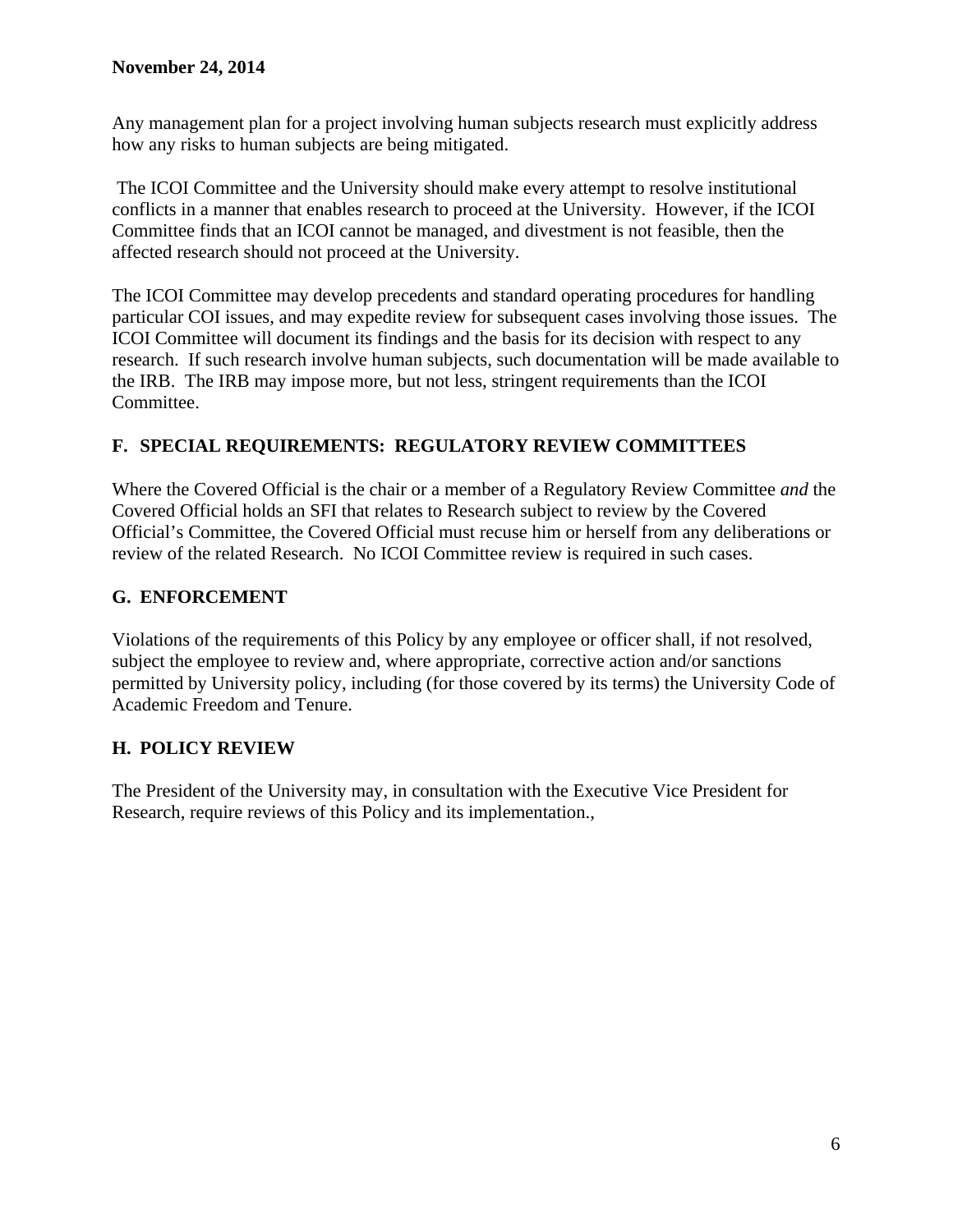Any management plan for a project involving human subjects research must explicitly address how any risks to human subjects are being mitigated.

The ICOI Committee and the University should make every attempt to resolve institutional conflicts in a manner that enables research to proceed at the University. However, if the ICOI Committee finds that an ICOI cannot be managed, and divestment is not feasible, then the affected research should not proceed at the University.

The ICOI Committee may develop precedents and standard operating procedures for handling particular COI issues, and may expedite review for subsequent cases involving those issues. The ICOI Committee will document its findings and the basis for its decision with respect to any research. If such research involve human subjects, such documentation will be made available to the IRB. The IRB may impose more, but not less, stringent requirements than the ICOI Committee.

## F. SPECIAL REQUIREMENTS: REGULATORY REVIEW COMMITTEES

Where the Covered Official is the chair or a member of a Regulatory Review Committee *and* the Covered Official holds an SFI that relates to Research subject to review by the Covered Official's Committee, the Covered Official must recuse him or herself from any deliberations or review of the related Research. No ICOI Committee review is required in such cases.

## G. ENFORCEMENT

Violations of the requirements of this Policy by any employee or officer shall, if not resolved, subject the employee to review and, where appropriate, corrective action and/or sanctions permitted by University policy, including (for those covered by its terms) the University Code of Academic Freedom and Tenure.

## H. POLICY REVIEW

The President of the University may, in consultation with the Executive Vice President for Research, require reviews of this Policy and its implementation.,